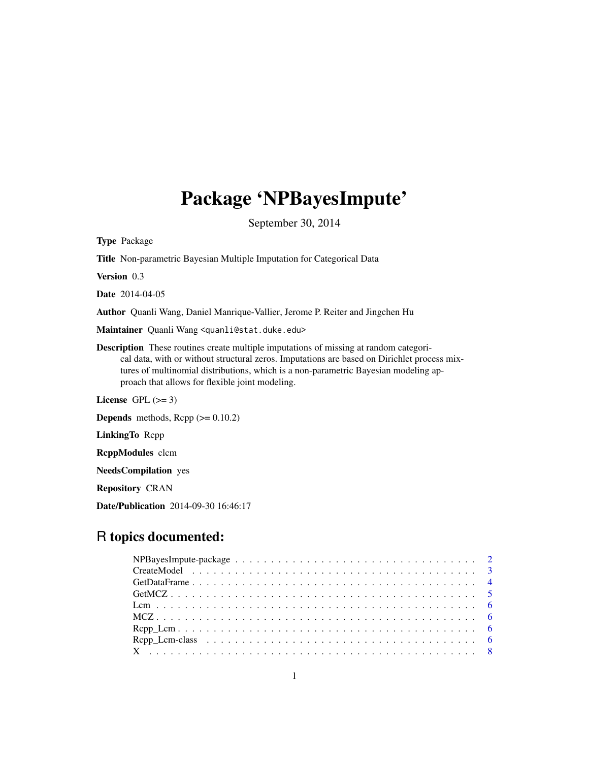# Package 'NPBayesImpute'

September 30, 2014

**Type** Package

**Title** Non-parametric Bayesian Multiple Imputation for Categorical Data

**Version** 0.3

**Date** 2014-04-05

**Author** Quanli Wang, Daniel Manrique-Vallier, Jerome P. Reiter and Jingchen Hu

**Maintainer** Quanli Wang <quanli@stat.duke.edu>

**Description** These routines create multiple imputations of missing at random categorical data, with or without structural zeros. Imputations are based on Dirichlet process mixtures of multinomial distributions, which is a non-parametric Bayesian modeling approach that allows for flexible joint modeling.

**License** GPL (>= 3)

**Depends** methods, Rcpp (>= 0.10.2)

**LinkingTo** Rcpp

**RcppModules** clcm

**NeedsCompilation** yes

**Repository** CRAN

**Date/Publication** 2014-09-30 16:46:17

## R topics documented:

| | |
|---|---|
| NPBayesImpute-package | 2 |
| CreateModel | 3 |
| GetDataFrame | 4 |
| GetMCZ | 5 |
| Lcm | 6 |
| MCZ | 6 |
| Rcpp_Lcm | 6 |
| Rcpp_Lcm-class | 6 |
| X | 8 |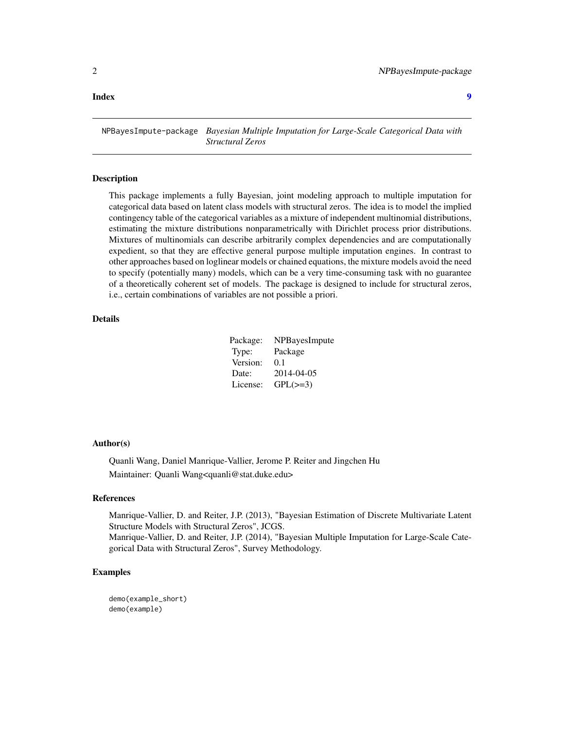**Index** 9

NPBayesImpute-package *Bayesian Multiple Imputation for Large-Scale Categorical Data with Structural Zeros*

## Description

This package implements a fully Bayesian, joint modeling approach to multiple imputation for categorical data based on latent class models with structural zeros. The idea is to model the implied contingency table of the categorical variables as a mixture of independent multinomial distributions, estimating the mixture distributions nonparametrically with Dirichlet process prior distributions. Mixtures of multinomials can describe arbitrarily complex dependencies and are computationally expedient, so that they are effective general purpose multiple imputation engines. In contrast to other approaches based on loglinear models or chained equations, the mixture models avoid the need to specify (potentially many) models, which can be a very time-consuming task with no guarantee of a theoretically coherent set of models. The package is designed to include for structural zeros, i.e., certain combinations of variables are not possible a priori.

## Details

| | |
|---|---|
| Package: | NPBayesImpute |
| Type: | Package |
| Version: | 0.1 |
| Date: | 2014-04-05 |
| License: | GPL(>=3) |

## Author(s)

Quanli Wang, Daniel Manrique-Vallier, Jerome P. Reiter and Jingchen Hu

Maintainer: Quanli Wang<quanli@stat.duke.edu>

## References

Manrique-Vallier, D. and Reiter, J.P. (2013), "Bayesian Estimation of Discrete Multivariate Latent Structure Models with Structural Zeros", JCGS.
Manrique-Vallier, D. and Reiter, J.P. (2014), "Bayesian Multiple Imputation for Large-Scale Categorical Data with Structural Zeros", Survey Methodology.

## Examples

```
demo(example_short)
demo(example)
```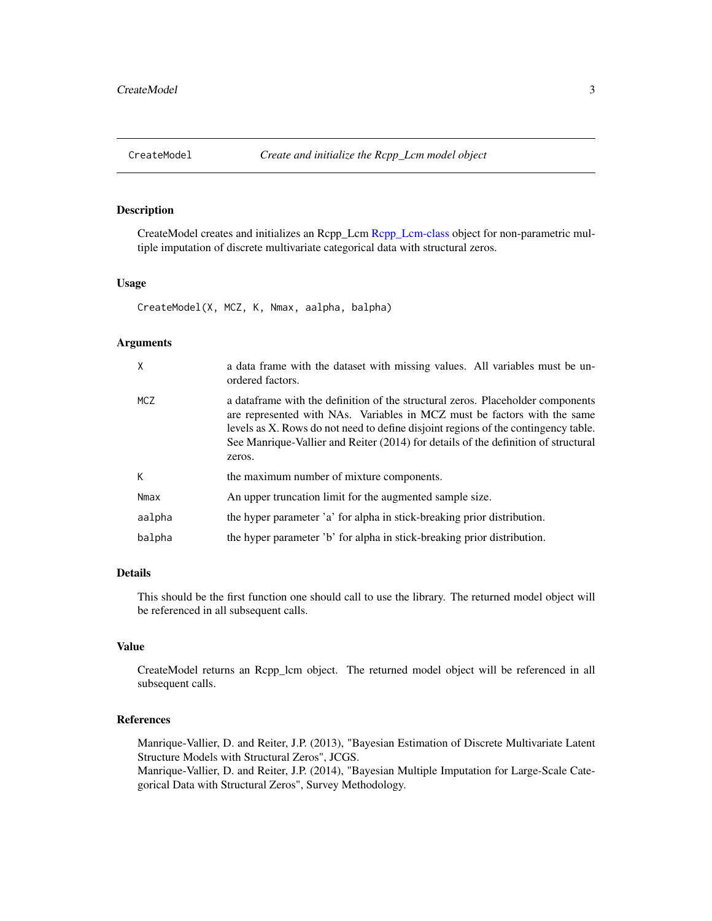## CreateModel — *Create and initialize the Rcpp_Lcm model object*

### Description

CreateModel creates and initializes an Rcpp_Lcm Rcpp_Lcm-class object for non-parametric multiple imputation of discrete multivariate categorical data with structural zeros.

### Usage

```
CreateModel(X, MCZ, K, Nmax, aalpha, balpha)
```

### Arguments

| | |
|---|---|
| `X` | a data frame with the dataset with missing values. All variables must be unordered factors. |
| `MCZ` | a dataframe with the definition of the structural zeros. Placeholder components are represented with NAs. Variables in MCZ must be factors with the same levels as X. Rows do not need to define disjoint regions of the contingency table. See Manrique-Vallier and Reiter (2014) for details of the definition of structural zeros. |
| `K` | the maximum number of mixture components. |
| `Nmax` | An upper truncation limit for the augmented sample size. |
| `aalpha` | the hyper parameter 'a' for alpha in stick-breaking prior distribution. |
| `balpha` | the hyper parameter 'b' for alpha in stick-breaking prior distribution. |

### Details

This should be the first function one should call to use the library. The returned model object will be referenced in all subsequent calls.

### Value

CreateModel returns an Rcpp_lcm object. The returned model object will be referenced in all subsequent calls.

### References

Manrique-Vallier, D. and Reiter, J.P. (2013), "Bayesian Estimation of Discrete Multivariate Latent Structure Models with Structural Zeros", JCGS.

Manrique-Vallier, D. and Reiter, J.P. (2014), "Bayesian Multiple Imputation for Large-Scale Categorical Data with Structural Zeros", Survey Methodology.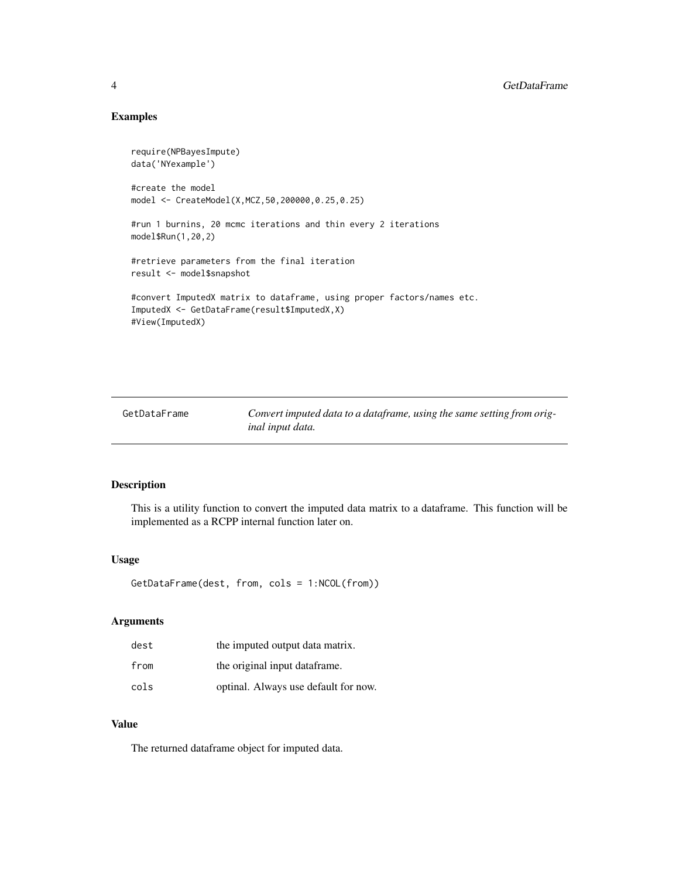## Examples

```
require(NPBayesImpute)
data('NYexample')

#create the model
model <- CreateModel(X,MCZ,50,200000,0.25,0.25)

#run 1 burnins, 20 mcmc iterations and thin every 2 iterations
model$Run(1,20,2)

#retrieve parameters from the final iteration
result <- model$snapshot

#convert ImputedX matrix to dataframe, using proper factors/names etc.
ImputedX <- GetDataFrame(result$ImputedX,X)
#View(ImputedX)
```

---

# GetDataFrame — *Convert imputed data to a dataframe, using the same setting from original input data.*

---

## Description

This is a utility function to convert the imputed data matrix to a dataframe. This function will be implemented as a RCPP internal function later on.

## Usage

```
GetDataFrame(dest, from, cols = 1:NCOL(from))
```

## Arguments

| | |
|---|---|
| dest | the imputed output data matrix. |
| from | the original input dataframe. |
| cols | optinal. Always use default for now. |

## Value

The returned dataframe object for imputed data.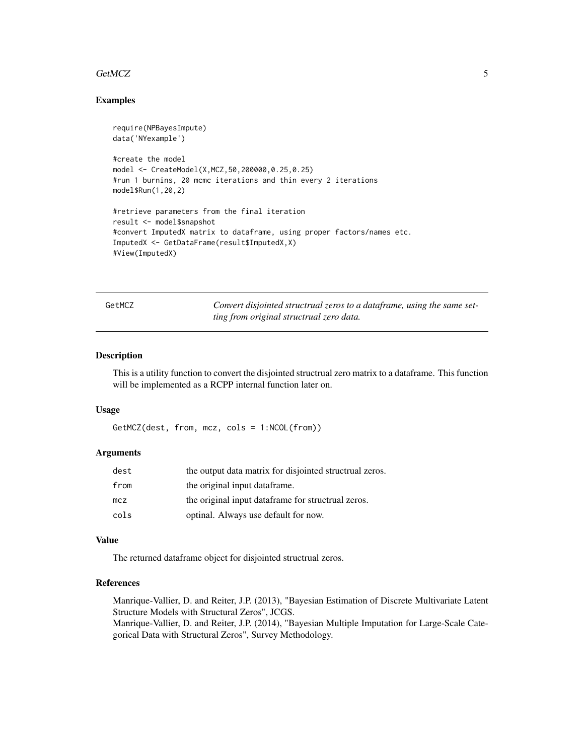## Examples

```
require(NPBayesImpute)
data('NYexample')

#create the model
model <- CreateModel(X,MCZ,50,200000,0.25,0.25)
#run 1 burnins, 20 mcmc iterations and thin every 2 iterations
model$Run(1,20,2)

#retrieve parameters from the final iteration
result <- model$snapshot
#convert ImputedX matrix to dataframe, using proper factors/names etc.
ImputedX <- GetDataFrame(result$ImputedX,X)
#View(ImputedX)
```

---

# GetMCZ

*Convert disjointed structrual zeros to a dataframe, using the same setting from original structrual zero data.*

---

## Description

This is a utility function to convert the disjointed structrual zero matrix to a dataframe. This function will be implemented as a RCPP internal function later on.

## Usage

```
GetMCZ(dest, from, mcz, cols = 1:NCOL(from))
```

## Arguments

| | |
|---|---|
| dest | the output data matrix for disjointed structrual zeros. |
| from | the original input dataframe. |
| mcz | the original input dataframe for structrual zeros. |
| cols | optinal. Always use default for now. |

## Value

The returned dataframe object for disjointed structrual zeros.

## References

Manrique-Vallier, D. and Reiter, J.P. (2013), "Bayesian Estimation of Discrete Multivariate Latent Structure Models with Structural Zeros", JCGS.
Manrique-Vallier, D. and Reiter, J.P. (2014), "Bayesian Multiple Imputation for Large-Scale Categorical Data with Structural Zeros", Survey Methodology.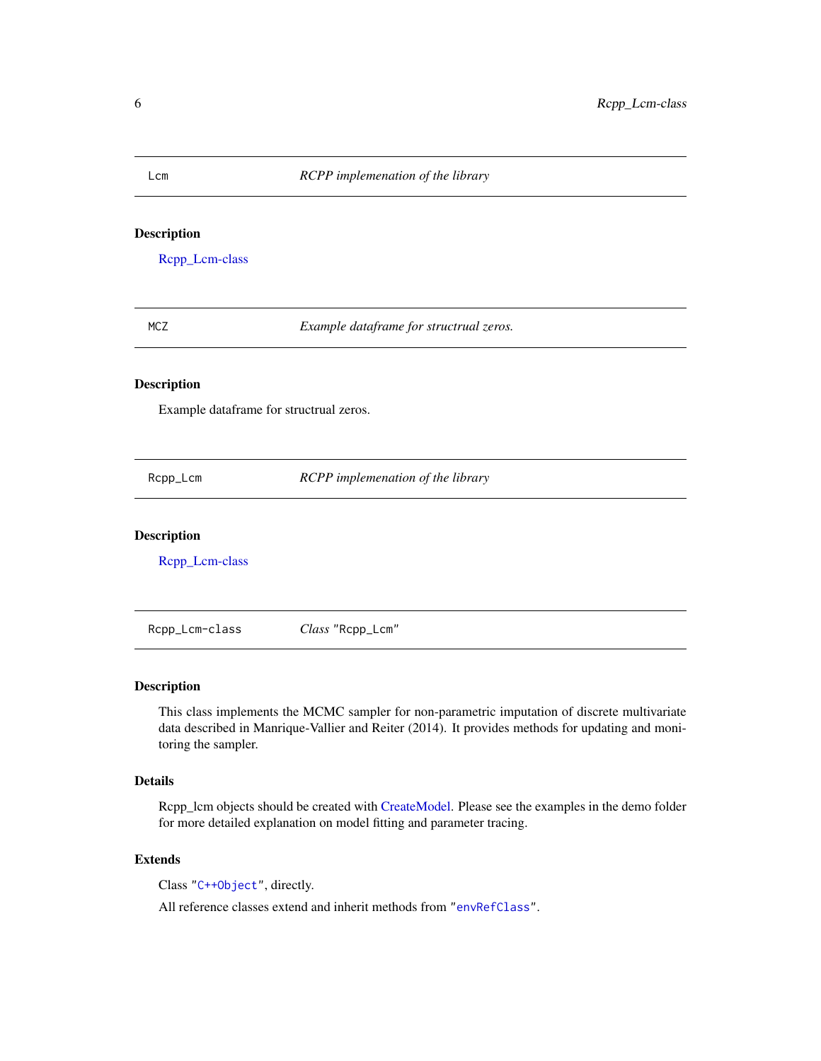## Lcm *RCPP implemenation of the library*

### Description

Rcpp_Lcm-class

## MCZ *Example dataframe for structrual zeros.*

### Description

Example dataframe for structrual zeros.

## Rcpp_Lcm *RCPP implemenation of the library*

### Description

Rcpp_Lcm-class

## Rcpp_Lcm-class *Class "Rcpp_Lcm"*

### Description

This class implements the MCMC sampler for non-parametric imputation of discrete multivariate data described in Manrique-Vallier and Reiter (2014). It provides methods for updating and monitoring the sampler.

### Details

Rcpp_lcm objects should be created with CreateModel. Please see the examples in the demo folder for more detailed explanation on model fitting and parameter tracing.

### Extends

Class "C++Object", directly.

All reference classes extend and inherit methods from "envRefClass".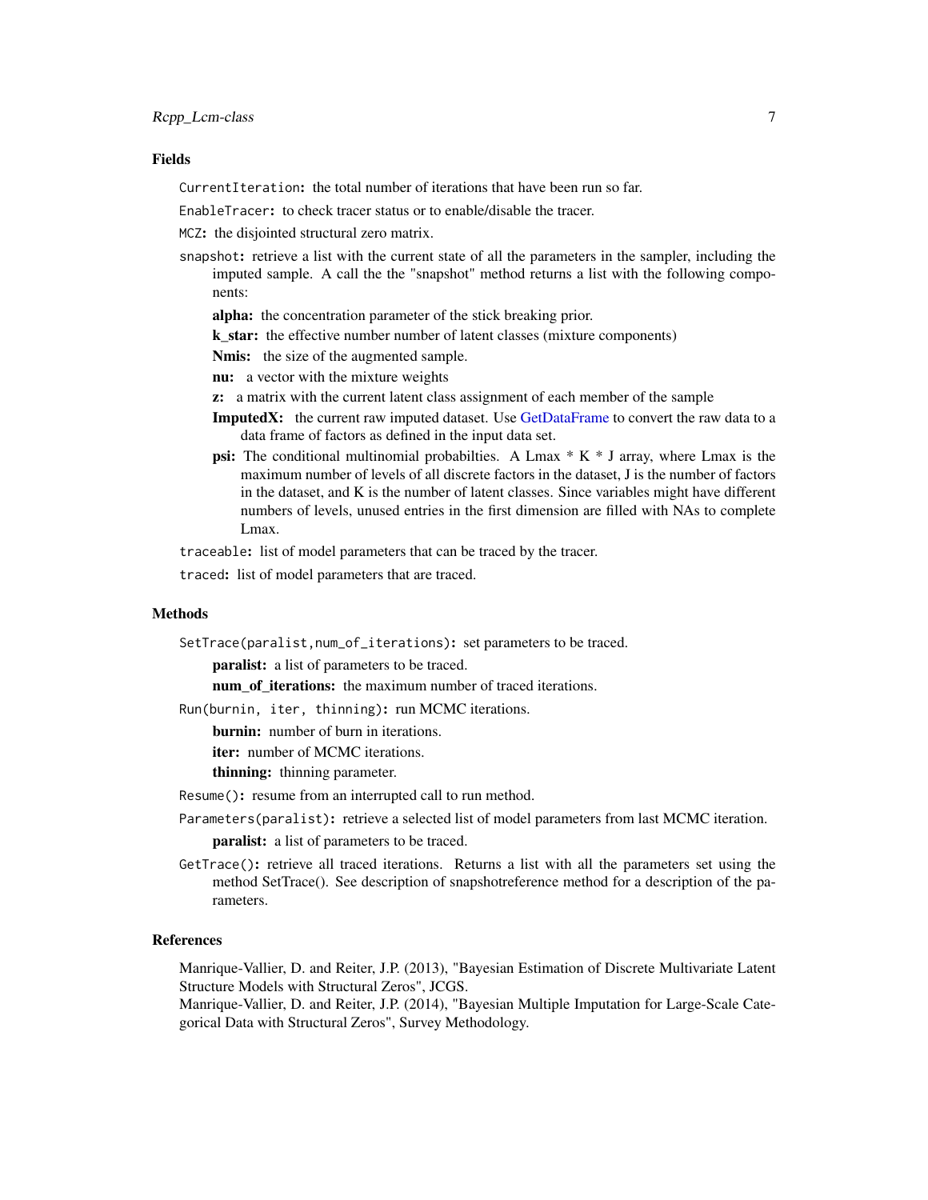## Fields

`CurrentIteration`: the total number of iterations that have been run so far.

`EnableTracer`: to check tracer status or to enable/disable the tracer.

`MCZ`: the disjointed structural zero matrix.

`snapshot`: retrieve a list with the current state of all the parameters in the sampler, including the imputed sample. A call the the "snapshot" method returns a list with the following components:

- **alpha:** the concentration parameter of the stick breaking prior.
- **k_star:** the effective number number of latent classes (mixture components)
- **Nmis:** the size of the augmented sample.
- **nu:** a vector with the mixture weights
- **z:** a matrix with the current latent class assignment of each member of the sample
- **ImputedX:** the current raw imputed dataset. Use GetDataFrame to convert the raw data to a data frame of factors as defined in the input data set.
- **psi:** The conditional multinomial probabilties. A Lmax * K * J array, where Lmax is the maximum number of levels of all discrete factors in the dataset, J is the number of factors in the dataset, and K is the number of latent classes. Since variables might have different numbers of levels, unused entries in the first dimension are filled with NAs to complete Lmax.

`traceable`: list of model parameters that can be traced by the tracer.

`traced`: list of model parameters that are traced.

## Methods

`SetTrace(paralist,num_of_iterations)`: set parameters to be traced.

- **paralist:** a list of parameters to be traced.
- **num_of_iterations:** the maximum number of traced iterations.

`Run(burnin, iter, thinning)`: run MCMC iterations.

- **burnin:** number of burn in iterations.
- **iter:** number of MCMC iterations.
- **thinning:** thinning parameter.

`Resume()`: resume from an interrupted call to run method.

`Parameters(paralist)`: retrieve a selected list of model parameters from last MCMC iteration.

- **paralist:** a list of parameters to be traced.

`GetTrace()`: retrieve all traced iterations. Returns a list with all the parameters set using the method SetTrace(). See description of snapshotreference method for a description of the parameters.

## References

Manrique-Vallier, D. and Reiter, J.P. (2013), "Bayesian Estimation of Discrete Multivariate Latent Structure Models with Structural Zeros", JCGS.
Manrique-Vallier, D. and Reiter, J.P. (2014), "Bayesian Multiple Imputation for Large-Scale Categorical Data with Structural Zeros", Survey Methodology.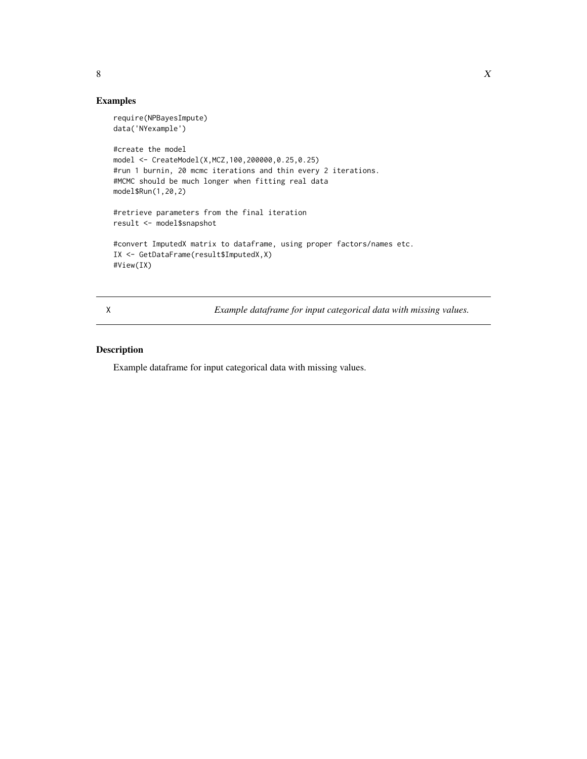## Examples

```
require(NPBayesImpute)
data('NYexample')

#create the model
model <- CreateModel(X,MCZ,100,200000,0.25,0.25)
#run 1 burnin, 20 mcmc iterations and thin every 2 iterations.
#MCMC should be much longer when fitting real data
model$Run(1,20,2)

#retrieve parameters from the final iteration
result <- model$snapshot

#convert ImputedX matrix to dataframe, using proper factors/names etc.
IX <- GetDataFrame(result$ImputedX,X)
#View(IX)
```

---

# X — *Example dataframe for input categorical data with missing values.*

---

## Description

Example dataframe for input categorical data with missing values.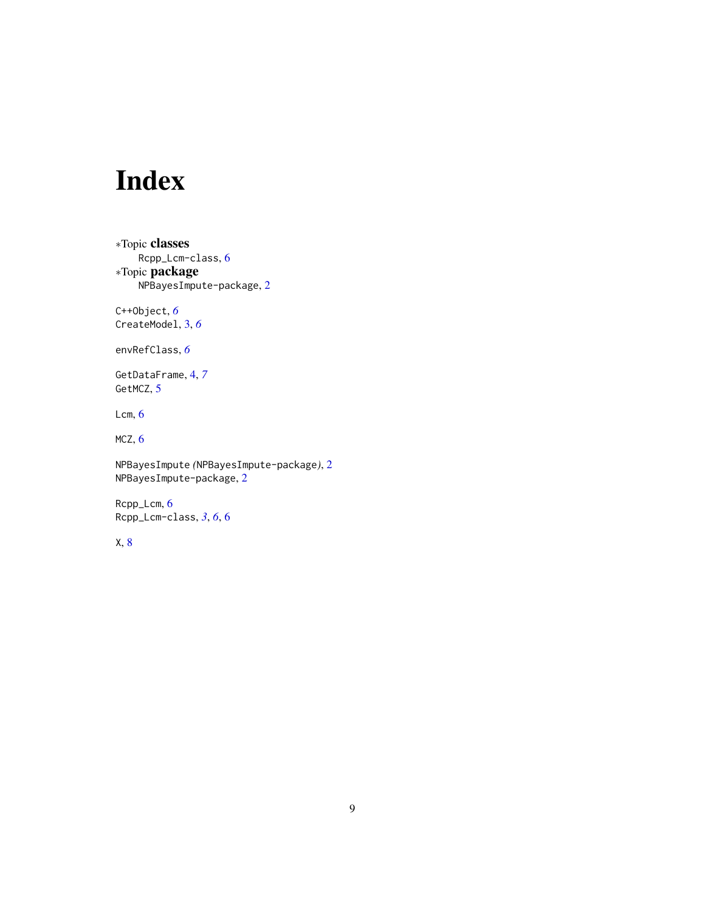# Index

∗Topic **classes**
  Rcpp_Lcm-class, 6
∗Topic **package**
  NPBayesImpute-package, 2

C++Object, *6*
CreateModel, 3, *6*

envRefClass, *6*

GetDataFrame, 4, *7*
GetMCZ, 5

Lcm, 6

MCZ, 6

NPBayesImpute *(*NPBayesImpute-package*)*, 2
NPBayesImpute-package, 2

Rcpp_Lcm, 6
Rcpp_Lcm-class, *3*, *6*, 6

X, 8